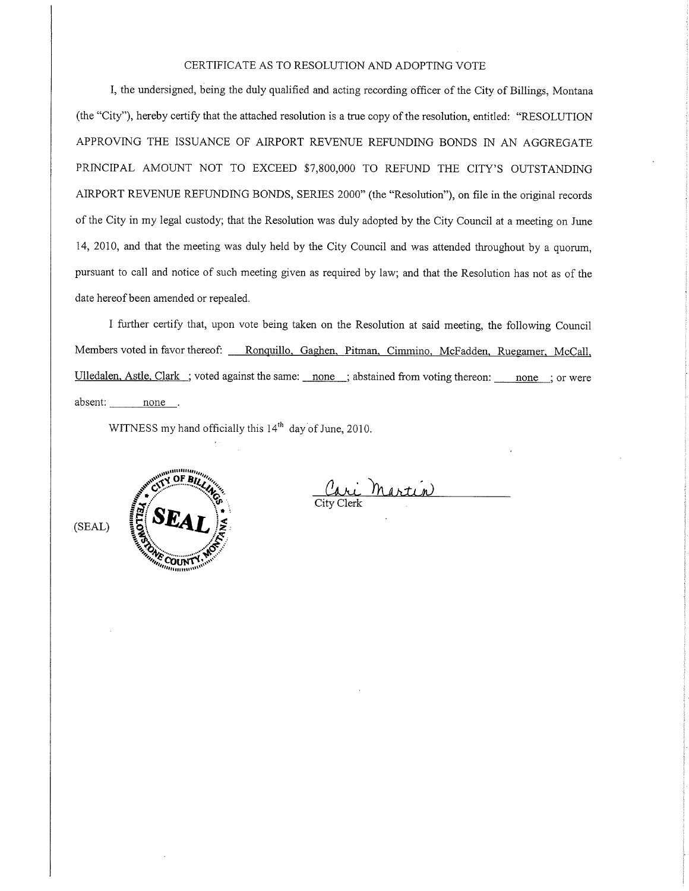# CERTIFICATE AS TO RESOLUTION AND ADOPTING VOTE

I, the undersigned, being the duly qualified and acting recording officer of the City of Billings, Montana (the "City"), hereby certify that the attached resolution is a true copy of the resolution, entitled: "RESOLUTION APPROVING THE ISSUANCE OF AIRPORT REVENUE REFUNDING BONDS IN AN AGGREGATE PRINCIPAL AMOUNT NOT TO EXCEED $7,800,000 TO REFUND THE CITY'S OUTSTANDING AIRPORT REVENUE REFUNDING BONDS, SERIES 2000" (the "Resolution"), on file in the original records of the City in my legal custody; that the Resolution was duly adopted by the City Council at a meeting on June 14, 2010, and that the meeting was duly held by the City Council and was attended throughout by a quorum, pursuant to call and notice of such meeting given as required by law; and that the Resolution has not as of the date hereof been amended or repealed.

I further certify that, upon vote being taken on the Resolution at said meeting, the following Council Members voted in favor thereof: Ronquillo, Gaghen, Pitman, Cimmino, McFadden, Ruegamer, McCall, Ulledalen, Astle, Clark ; voted against the same: none ; abstained from voting thereon: none ; or were absent: none .

WITNESS my hand officially this 14th day of June, 2010.

(SEAL)

CITY OF BILLINGS • YELLOWSTONE COUNTY, MONTANA • SEAL

Cari Martin
City Clerk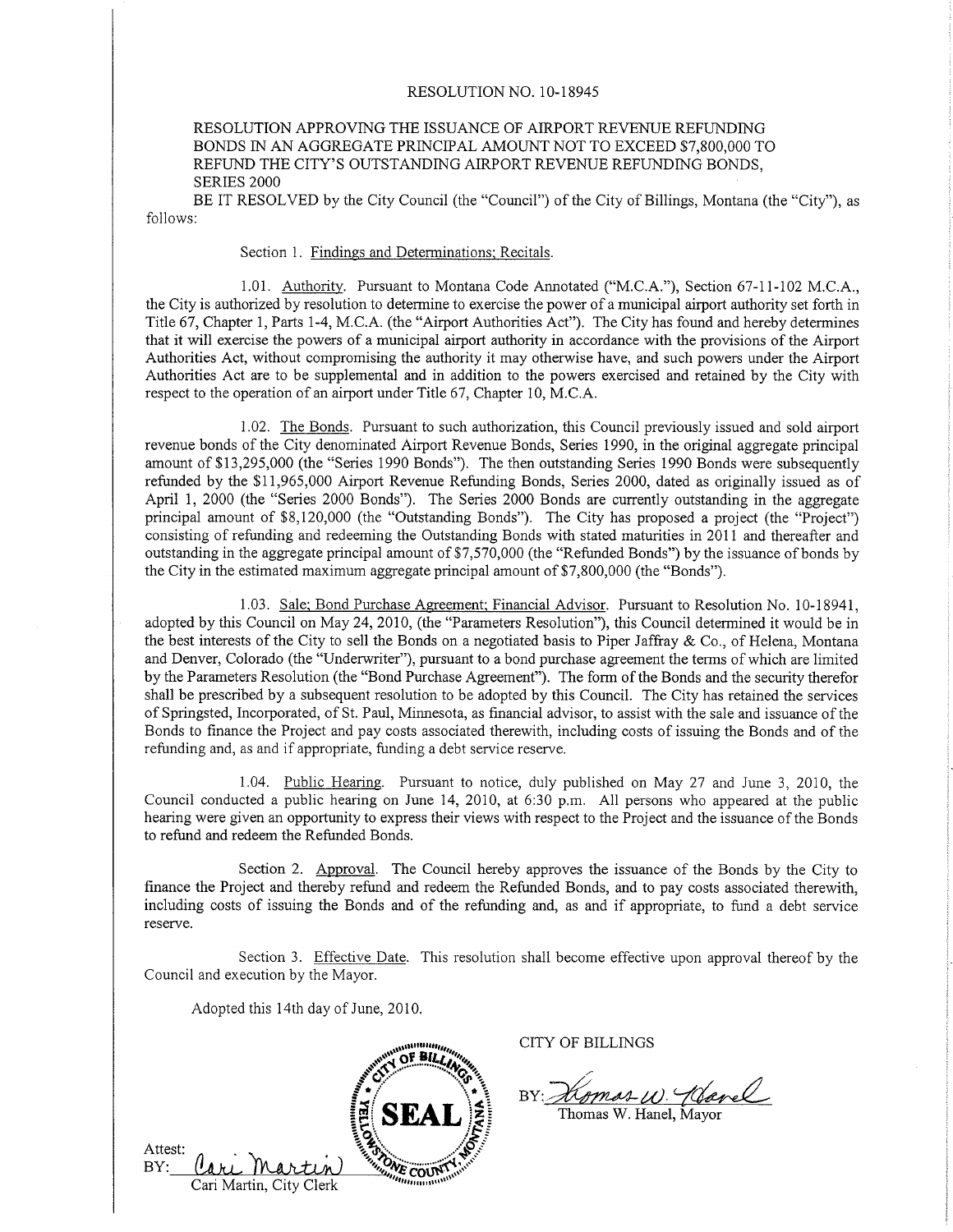RESOLUTION NO. 10-18945

RESOLUTION APPROVING THE ISSUANCE OF AIRPORT REVENUE REFUNDING BONDS IN AN AGGREGATE PRINCIPAL AMOUNT NOT TO EXCEED $7,800,000 TO REFUND THE CITY'S OUTSTANDING AIRPORT REVENUE REFUNDING BONDS, SERIES 2000

BE IT RESOLVED by the City Council (the "Council") of the City of Billings, Montana (the "City"), as follows:

Section 1. Findings and Determinations; Recitals.

1.01. Authority. Pursuant to Montana Code Annotated ("M.C.A."), Section 67-11-102 M.C.A., the City is authorized by resolution to determine to exercise the power of a municipal airport authority set forth in Title 67, Chapter 1, Parts 1-4, M.C.A. (the "Airport Authorities Act"). The City has found and hereby determines that it will exercise the powers of a municipal airport authority in accordance with the provisions of the Airport Authorities Act, without compromising the authority it may otherwise have, and such powers under the Airport Authorities Act are to be supplemental and in addition to the powers exercised and retained by the City with respect to the operation of an airport under Title 67, Chapter 10, M.C.A.

1.02. The Bonds. Pursuant to such authorization, this Council previously issued and sold airport revenue bonds of the City denominated Airport Revenue Bonds, Series 1990, in the original aggregate principal amount of $13,295,000 (the "Series 1990 Bonds"). The then outstanding Series 1990 Bonds were subsequently refunded by the $11,965,000 Airport Revenue Refunding Bonds, Series 2000, dated as originally issued as of April 1, 2000 (the "Series 2000 Bonds"). The Series 2000 Bonds are currently outstanding in the aggregate principal amount of $8,120,000 (the "Outstanding Bonds"). The City has proposed a project (the "Project") consisting of refunding and redeeming the Outstanding Bonds with stated maturities in 2011 and thereafter and outstanding in the aggregate principal amount of $7,570,000 (the "Refunded Bonds") by the issuance of bonds by the City in the estimated maximum aggregate principal amount of $7,800,000 (the "Bonds").

1.03. Sale; Bond Purchase Agreement; Financial Advisor. Pursuant to Resolution No. 10-18941, adopted by this Council on May 24, 2010, (the "Parameters Resolution"), this Council determined it would be in the best interests of the City to sell the Bonds on a negotiated basis to Piper Jaffray & Co., of Helena, Montana and Denver, Colorado (the "Underwriter"), pursuant to a bond purchase agreement the terms of which are limited by the Parameters Resolution (the "Bond Purchase Agreement"). The form of the Bonds and the security therefor shall be prescribed by a subsequent resolution to be adopted by this Council. The City has retained the services of Springsted, Incorporated, of St. Paul, Minnesota, as financial advisor, to assist with the sale and issuance of the Bonds to finance the Project and pay costs associated therewith, including costs of issuing the Bonds and of the refunding and, as and if appropriate, funding a debt service reserve.

1.04. Public Hearing. Pursuant to notice, duly published on May 27 and June 3, 2010, the Council conducted a public hearing on June 14, 2010, at 6:30 p.m. All persons who appeared at the public hearing were given an opportunity to express their views with respect to the Project and the issuance of the Bonds to refund and redeem the Refunded Bonds.

Section 2. Approval. The Council hereby approves the issuance of the Bonds by the City to finance the Project and thereby refund and redeem the Refunded Bonds, and to pay costs associated therewith, including costs of issuing the Bonds and of the refunding and, as and if appropriate, to fund a debt service reserve.

Section 3. Effective Date. This resolution shall become effective upon approval thereof by the Council and execution by the Mayor.

Adopted this 14th day of June, 2010.

CITY OF BILLINGS

BY: Thomas W. Hanel
Thomas W. Hanel, Mayor

SEAL — CITY OF BILLINGS, YELLOWSTONE COUNTY, MONTANA

Attest:
BY: Cari Martin
Cari Martin, City Clerk